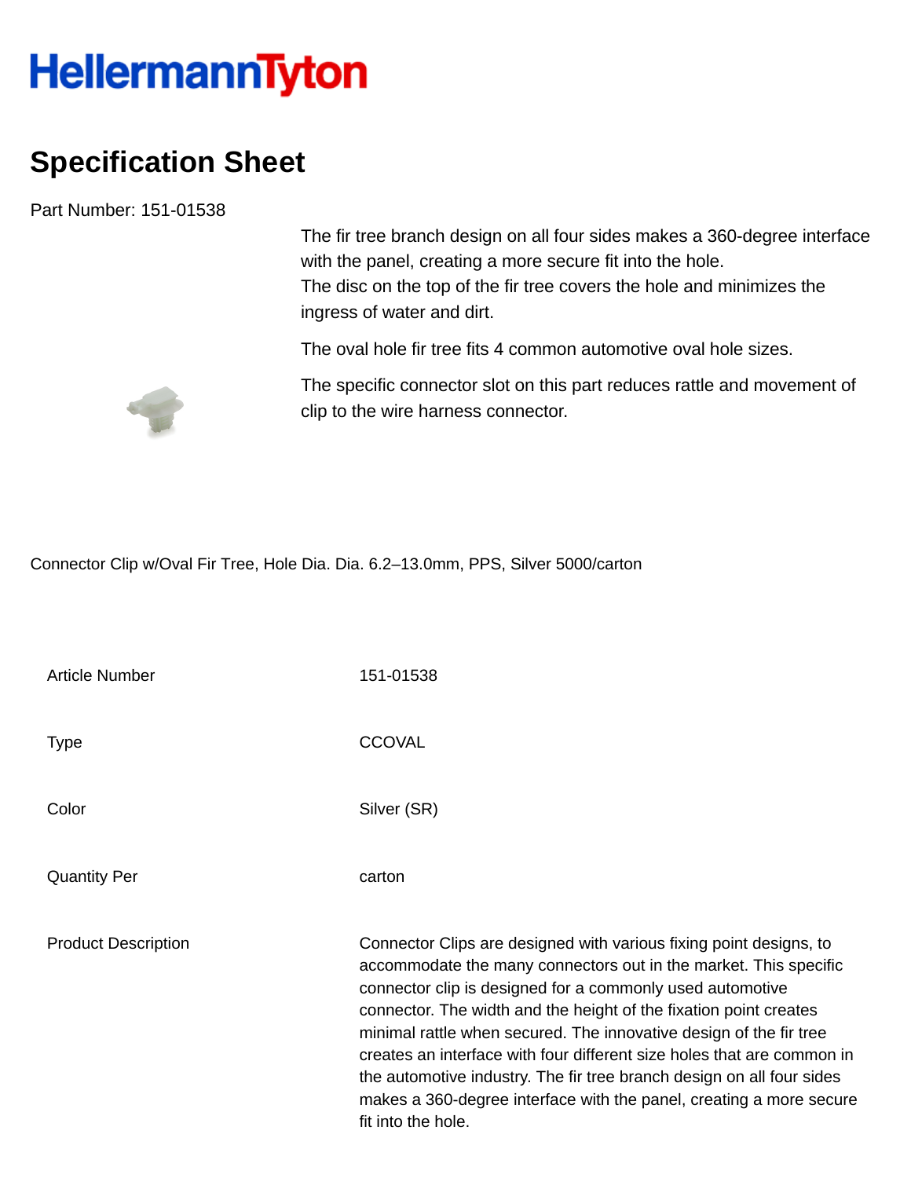HellermannTyton

# Specification Sheet

Part Number: 151-01538

The fir tree branch design on all four sides makes a 360-degree interface with the panel, creating a more secure fit into the hole.
The disc on the top of the fir tree covers the hole and minimizes the ingress of water and dirt.

The oval hole fir tree fits 4 common automotive oval hole sizes.

The specific connector slot on this part reduces rattle and movement of clip to the wire harness connector.

Connector Clip w/Oval Fir Tree, Hole Dia. Dia. 6.2–13.0mm, PPS, Silver 5000/carton

| | |
|---|---|
| Article Number | 151-01538 |
| Type | CCOVAL |
| Color | Silver (SR) |
| Quantity Per | carton |
| Product Description | Connector Clips are designed with various fixing point designs, to accommodate the many connectors out in the market. This specific connector clip is designed for a commonly used automotive connector. The width and the height of the fixation point creates minimal rattle when secured. The innovative design of the fir tree creates an interface with four different size holes that are common in the automotive industry. The fir tree branch design on all four sides makes a 360-degree interface with the panel, creating a more secure fit into the hole. |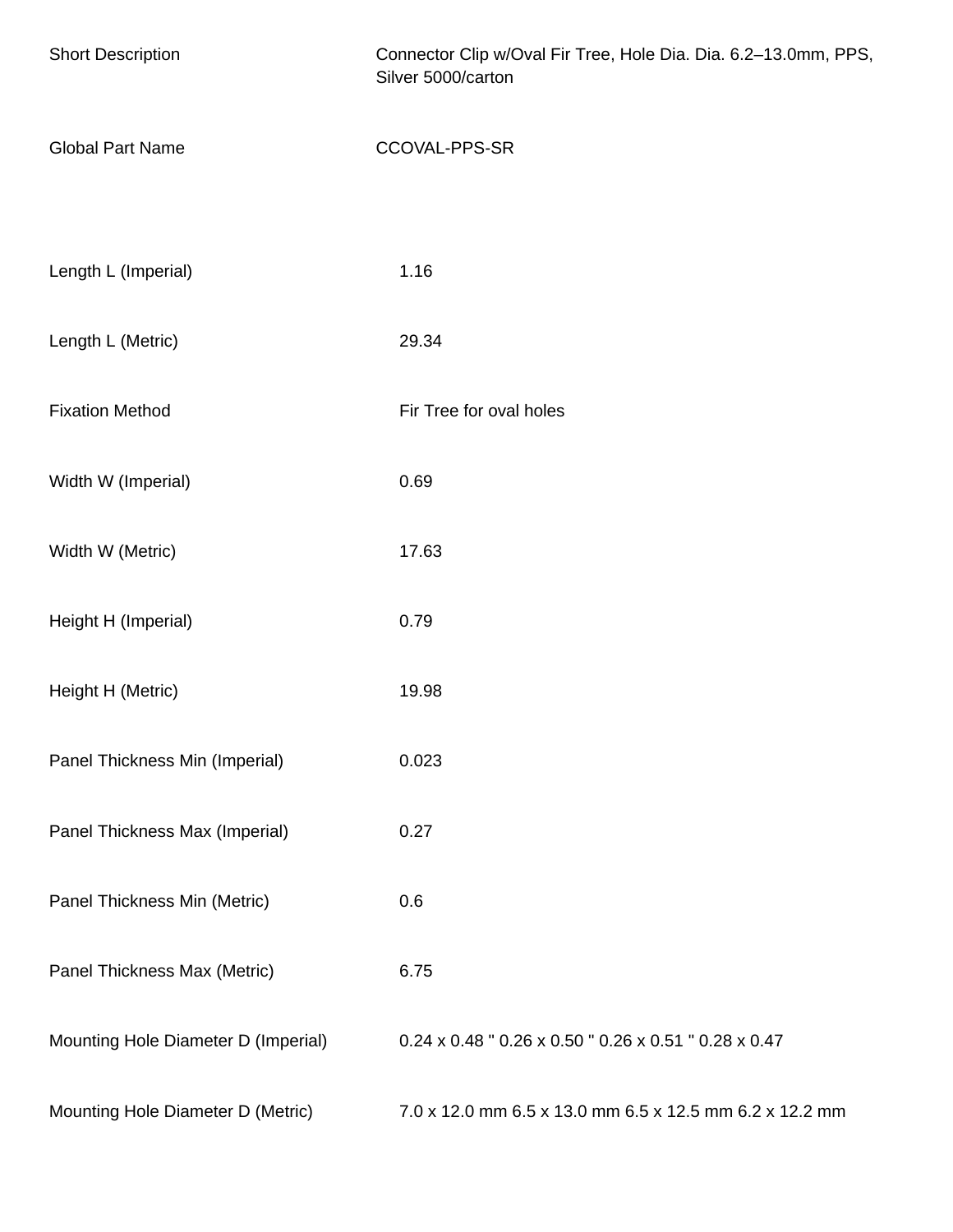| | |
|---|---|
| Short Description | Connector Clip w/Oval Fir Tree, Hole Dia. Dia. 6.2–13.0mm, PPS, Silver 5000/carton |
| Global Part Name | CCOVAL-PPS-SR |
| Length L (Imperial) | 1.16 |
| Length L (Metric) | 29.34 |
| Fixation Method | Fir Tree for oval holes |
| Width W (Imperial) | 0.69 |
| Width W (Metric) | 17.63 |
| Height H (Imperial) | 0.79 |
| Height H (Metric) | 19.98 |
| Panel Thickness Min (Imperial) | 0.023 |
| Panel Thickness Max (Imperial) | 0.27 |
| Panel Thickness Min (Metric) | 0.6 |
| Panel Thickness Max (Metric) | 6.75 |
| Mounting Hole Diameter D (Imperial) | 0.24 x 0.48 " 0.26 x 0.50 " 0.26 x 0.51 " 0.28 x 0.47 |
| Mounting Hole Diameter D (Metric) | 7.0 x 12.0 mm 6.5 x 13.0 mm 6.5 x 12.5 mm 6.2 x 12.2 mm |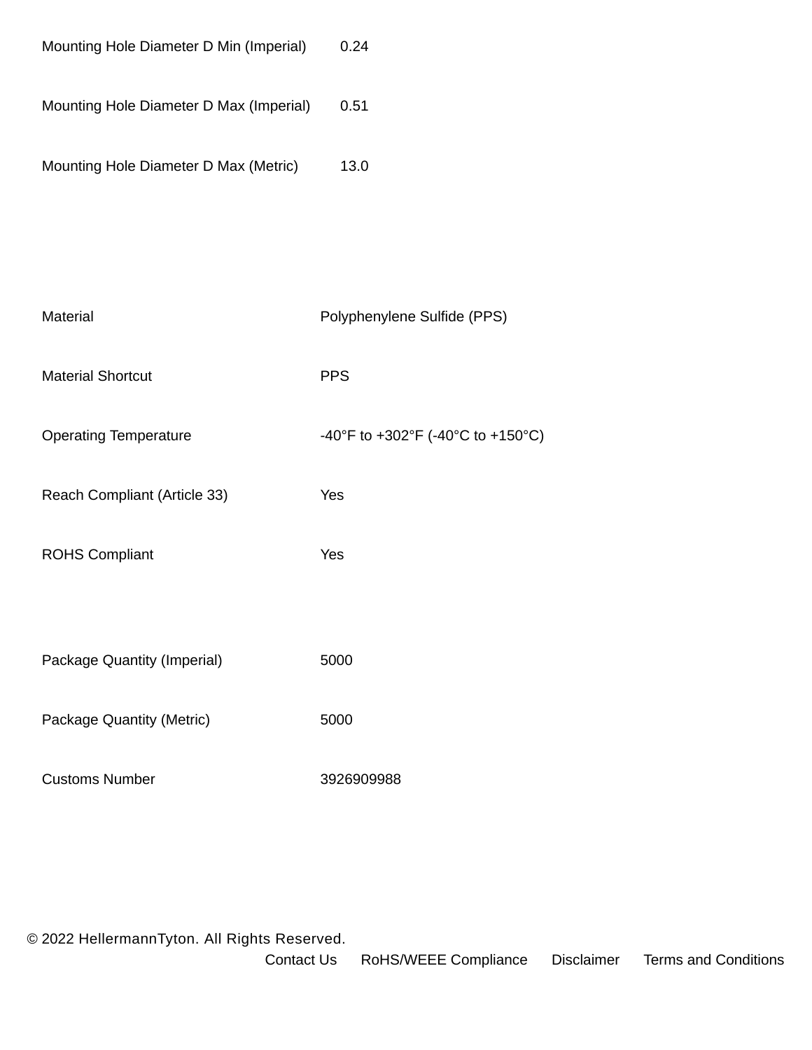| | |
|---|---|
| Mounting Hole Diameter D Min (Imperial) | 0.24 |
| Mounting Hole Diameter D Max (Imperial) | 0.51 |
| Mounting Hole Diameter D Max (Metric) | 13.0 |

| | |
|---|---|
| Material | Polyphenylene Sulfide (PPS) |
| Material Shortcut | PPS |
| Operating Temperature | -40°F to +302°F (-40°C to +150°C) |
| Reach Compliant (Article 33) | Yes |
| ROHS Compliant | Yes |

| | |
|---|---|
| Package Quantity (Imperial) | 5000 |
| Package Quantity (Metric) | 5000 |
| Customs Number | 3926909988 |

© 2022 HellermannTyton. All Rights Reserved.

Contact Us RoHS/WEEE Compliance Disclaimer Terms and Conditions